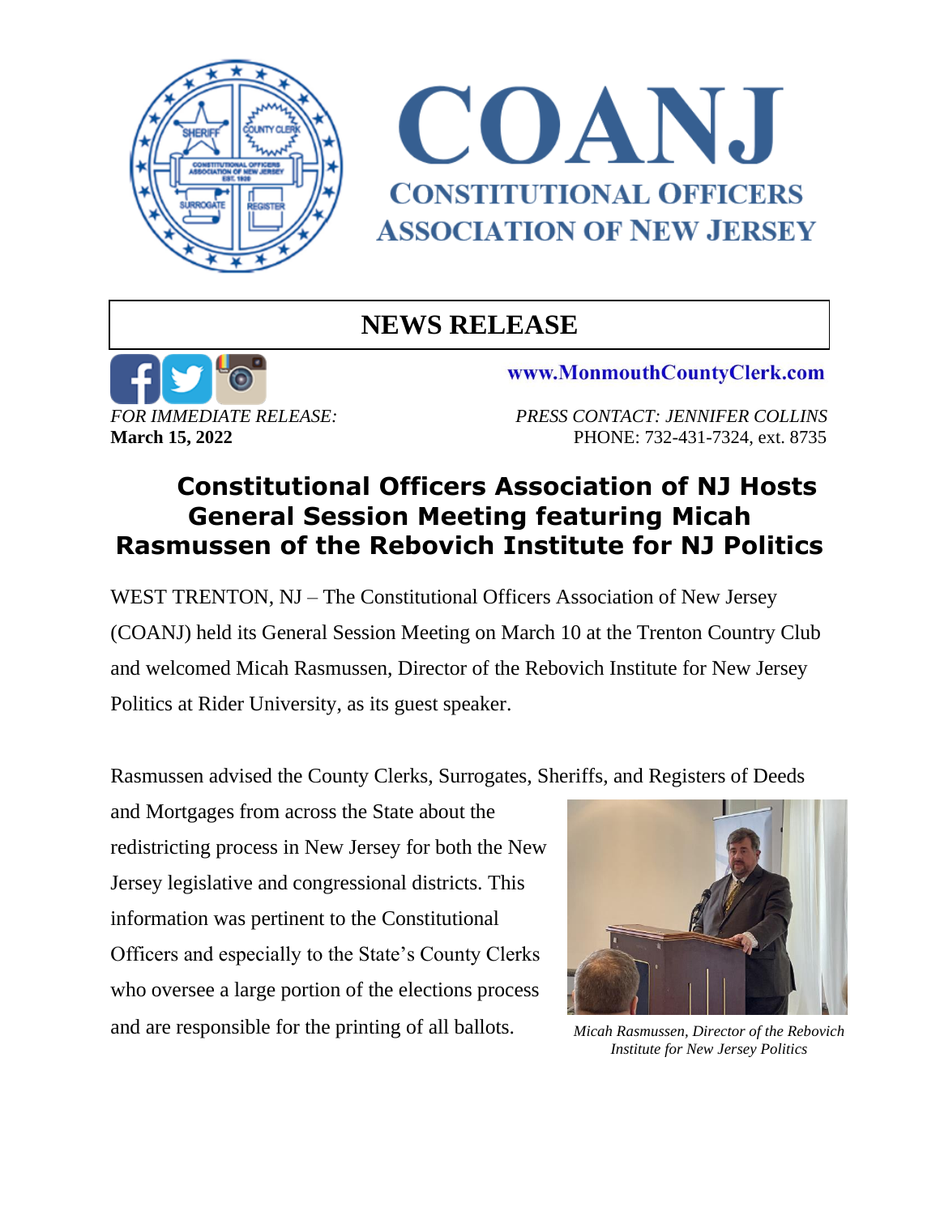# COANJ

## CONSTITUTIONAL OFFICERS ASSOCIATION OF NEW JERSEY

## NEWS RELEASE

www.MonmouthCountyClerk.com

*FOR IMMEDIATE RELEASE:*
**March 15, 2022**

*PRESS CONTACT: JENNIFER COLLINS*
PHONE: 732-431-7324, ext. 8735

# Constitutional Officers Association of NJ Hosts General Session Meeting featuring Micah Rasmussen of the Rebovich Institute for NJ Politics

WEST TRENTON, NJ – The Constitutional Officers Association of New Jersey (COANJ) held its General Session Meeting on March 10 at the Trenton Country Club and welcomed Micah Rasmussen, Director of the Rebovich Institute for New Jersey Politics at Rider University, as its guest speaker.

Rasmussen advised the County Clerks, Surrogates, Sheriffs, and Registers of Deeds and Mortgages from across the State about the redistricting process in New Jersey for both the New Jersey legislative and congressional districts. This information was pertinent to the Constitutional Officers and especially to the State's County Clerks who oversee a large portion of the elections process and are responsible for the printing of all ballots.

*Micah Rasmussen, Director of the Rebovich Institute for New Jersey Politics*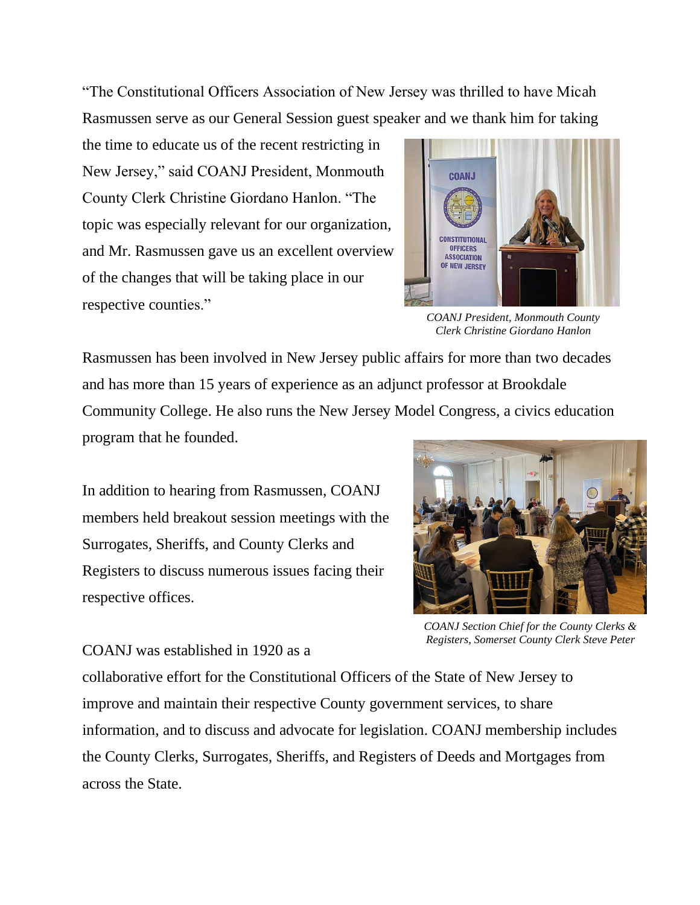"The Constitutional Officers Association of New Jersey was thrilled to have Micah Rasmussen serve as our General Session guest speaker and we thank him for taking the time to educate us of the recent restricting in New Jersey," said COANJ President, Monmouth County Clerk Christine Giordano Hanlon. "The topic was especially relevant for our organization, and Mr. Rasmussen gave us an excellent overview of the changes that will be taking place in our respective counties."

*COANJ President, Monmouth County Clerk Christine Giordano Hanlon*

Rasmussen has been involved in New Jersey public affairs for more than two decades and has more than 15 years of experience as an adjunct professor at Brookdale Community College. He also runs the New Jersey Model Congress, a civics education program that he founded.

In addition to hearing from Rasmussen, COANJ members held breakout session meetings with the Surrogates, Sheriffs, and County Clerks and Registers to discuss numerous issues facing their respective offices.

*COANJ Section Chief for the County Clerks & Registers, Somerset County Clerk Steve Peter*

COANJ was established in 1920 as a collaborative effort for the Constitutional Officers of the State of New Jersey to improve and maintain their respective County government services, to share information, and to discuss and advocate for legislation. COANJ membership includes the County Clerks, Surrogates, Sheriffs, and Registers of Deeds and Mortgages from across the State.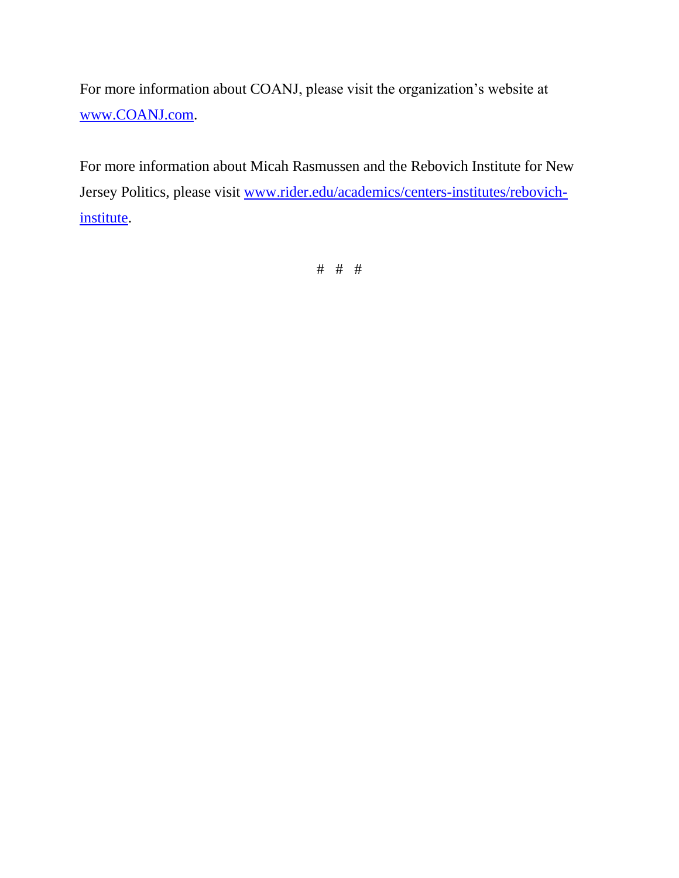For more information about COANJ, please visit the organization's website at [www.COANJ.com](http://www.COANJ.com).

For more information about Micah Rasmussen and the Rebovich Institute for New Jersey Politics, please visit [www.rider.edu/academics/centers-institutes/rebovich-institute](http://www.rider.edu/academics/centers-institutes/rebovich-institute).

# # #